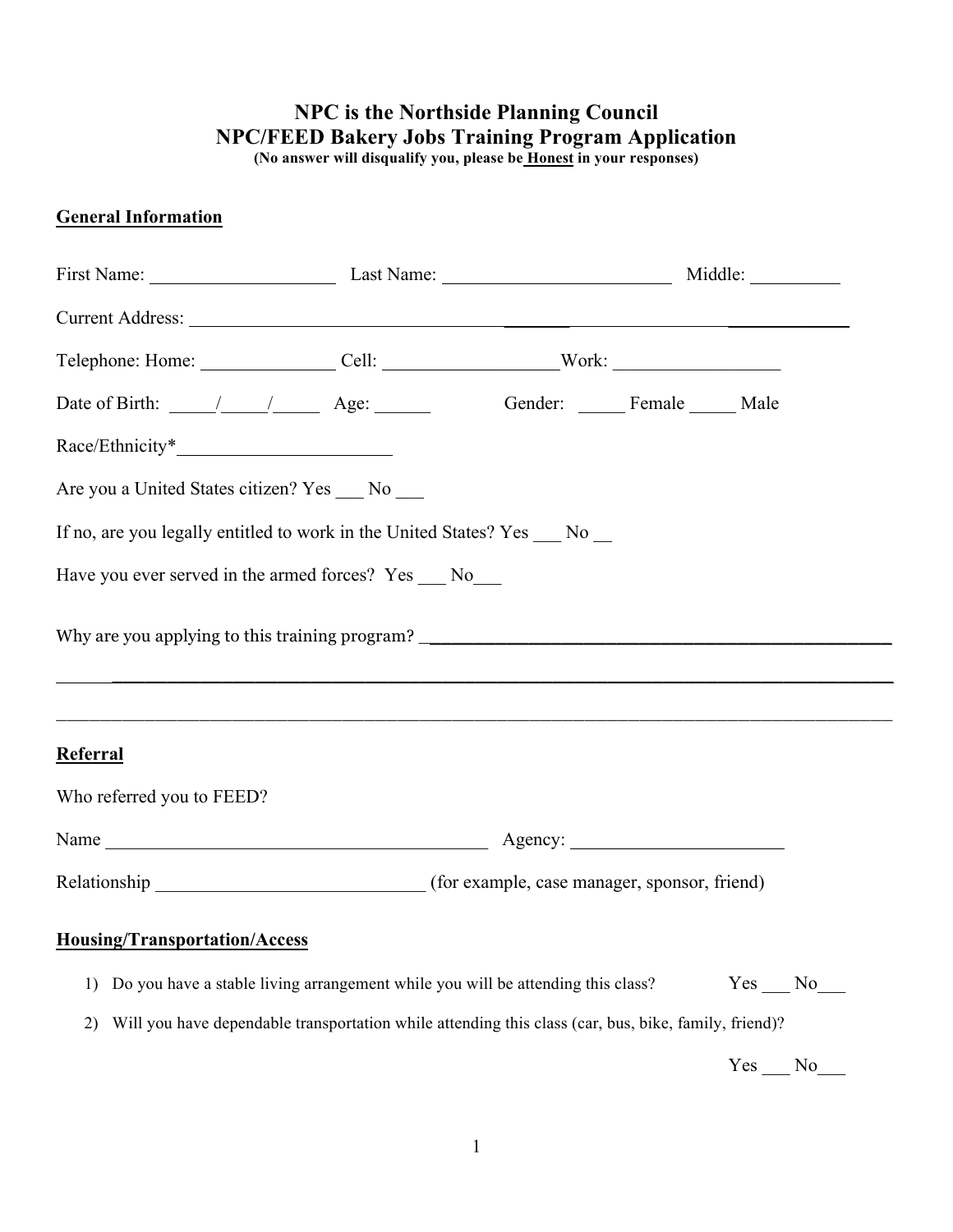# NPC is the Northside Planning Council

## NPC/FEED Bakery Jobs Training Program Application

**(No answer will disqualify you, please be <u>Honest</u> in your responses)**

### General Information

First Name: ____________________ Last Name: _________________________ Middle: __________

Current Address: ____________________________________________________________________

Telephone: Home: _______________ Cell: ___________________Work: __________________

Date of Birth: _____/_____/_____ Age: ______ Gender: _____ Female _____ Male

Race/Ethnicity*_______________________

Are you a United States citizen? Yes ___ No ___

If no, are you legally entitled to work in the United States? Yes ___ No __

Have you ever served in the armed forces? Yes ___ No___

Why are you applying to this training program? ______________________________________________

_____________________________________________________________________________________

_____________________________________________________________________________________

### Referral

Who referred you to FEED?

Name __________________________________________ Agency: _______________________

Relationship _____________________________ (for example, case manager, sponsor, friend)

### Housing/Transportation/Access

1) Do you have a stable living arrangement while you will be attending this class? Yes ___ No___
2) Will you have dependable transportation while attending this class (car, bus, bike, family, friend)?

   Yes ___ No___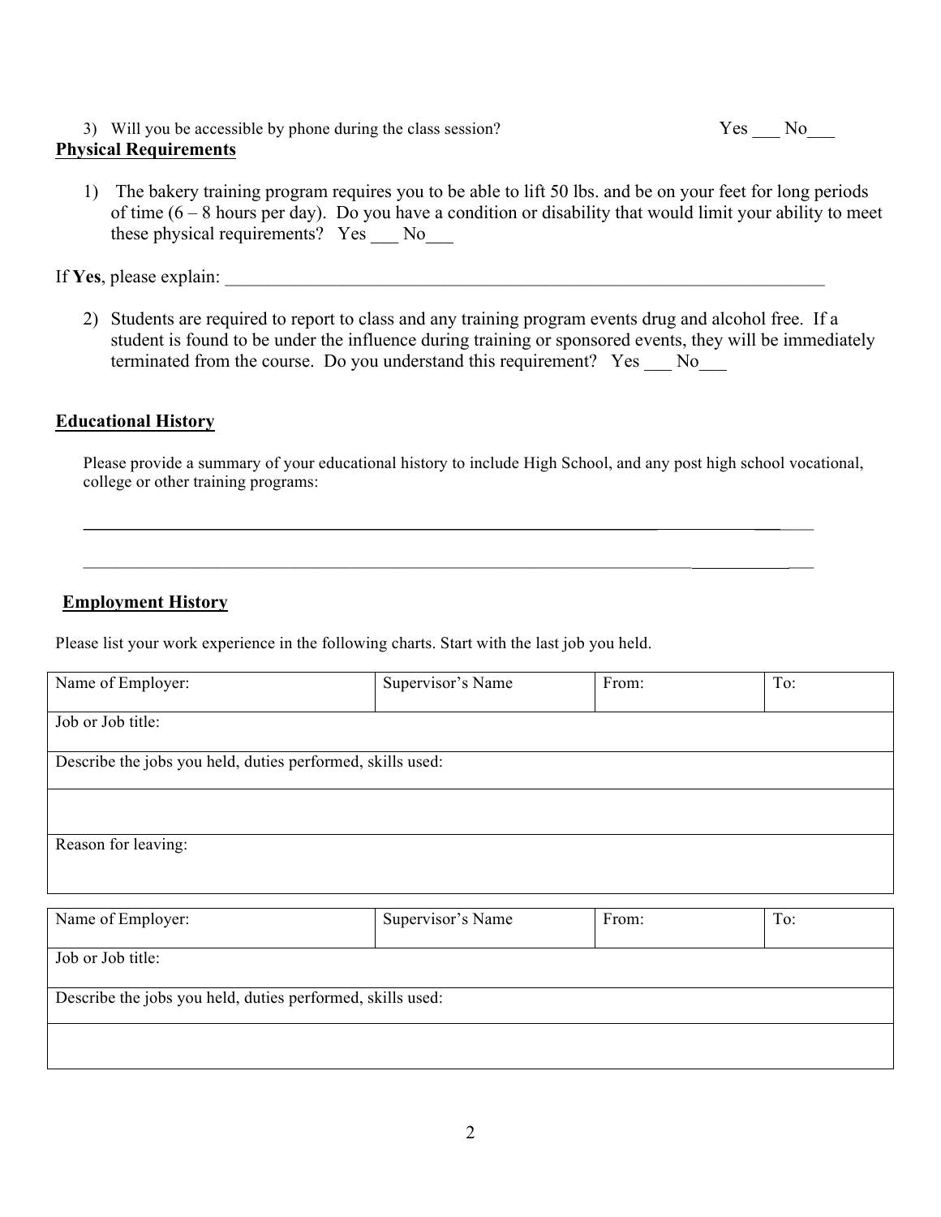3) Will you be accessible by phone during the class session? Yes ___ No___

**Physical Requirements**

1) The bakery training program requires you to be able to lift 50 lbs. and be on your feet for long periods of time (6 – 8 hours per day). Do you have a condition or disability that would limit your ability to meet these physical requirements? Yes ___ No___

If **Yes**, please explain: ______________________________________________________________________

2) Students are required to report to class and any training program events drug and alcohol free. If a student is found to be under the influence during training or sponsored events, they will be immediately terminated from the course. Do you understand this requirement? Yes ___ No___

**Educational History**

Please provide a summary of your educational history to include High School, and any post high school vocational, college or other training programs:

______________________________________________________________________________

______________________________________________________________________________

**Employment History**

Please list your work experience in the following charts. Start with the last job you held.

| Name of Employer: | Supervisor's Name | From: | To: |
|---|---|---|---|
| Job or Job title: | | | |
| Describe the jobs you held, duties performed, skills used: | | | |
| | | | |
| Reason for leaving: | | | |

| Name of Employer: | Supervisor's Name | From: | To: |
|---|---|---|---|
| Job or Job title: | | | |
| Describe the jobs you held, duties performed, skills used: | | | |
| | | | |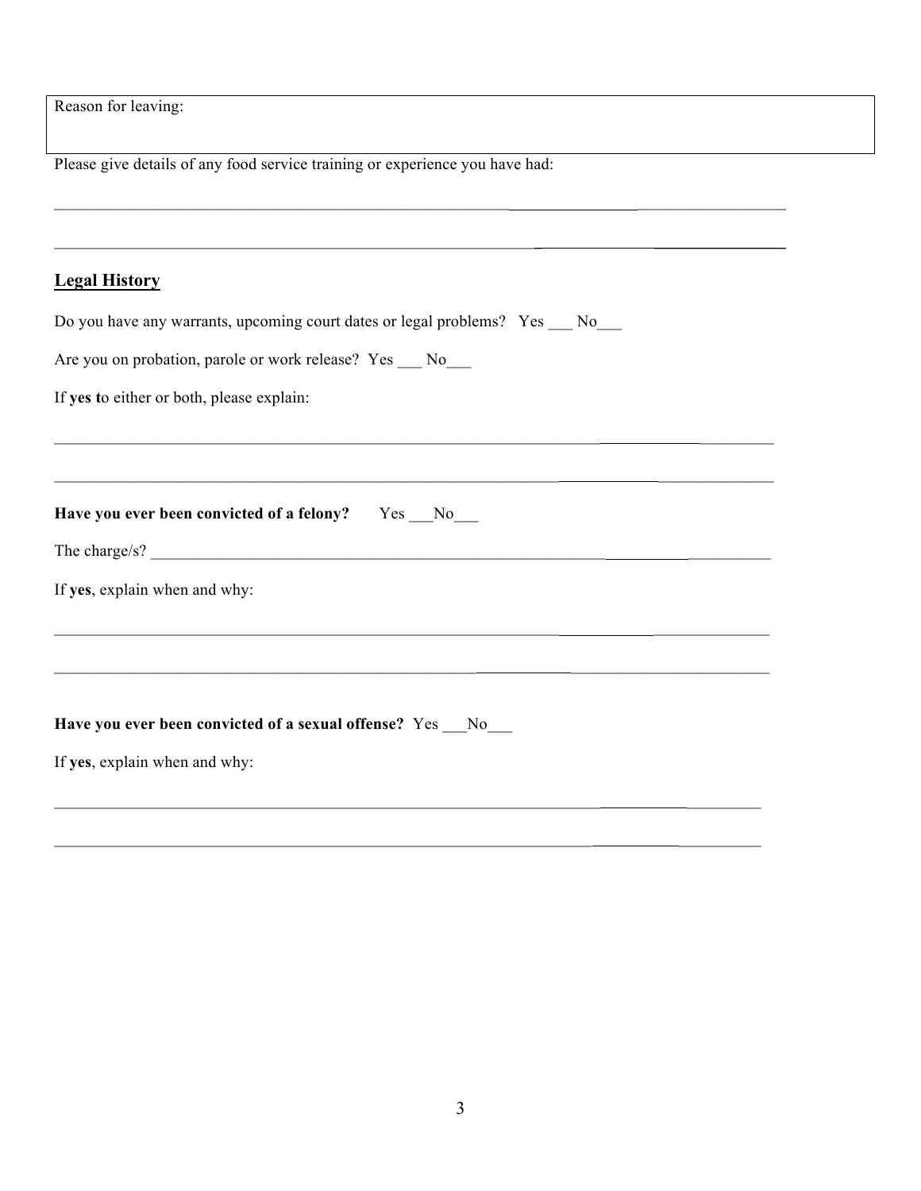| Reason for leaving: |
|---|

Please give details of any food service training or experience you have had:

______________________________________________________________________________

______________________________________________________________________________

## Legal History

Do you have any warrants, upcoming court dates or legal problems? Yes ___ No___

Are you on probation, parole or work release? Yes ___ No___

If **yes t**o either or both, please explain:

______________________________________________________________________________

______________________________________________________________________________

**Have you ever been convicted of a felony?** Yes ___No___

The charge/s? ________________________________________________________________

If **yes**, explain when and why:

______________________________________________________________________________

______________________________________________________________________________

**Have you ever been convicted of a sexual offense?** Yes ___No___

If **yes**, explain when and why:

______________________________________________________________________________

______________________________________________________________________________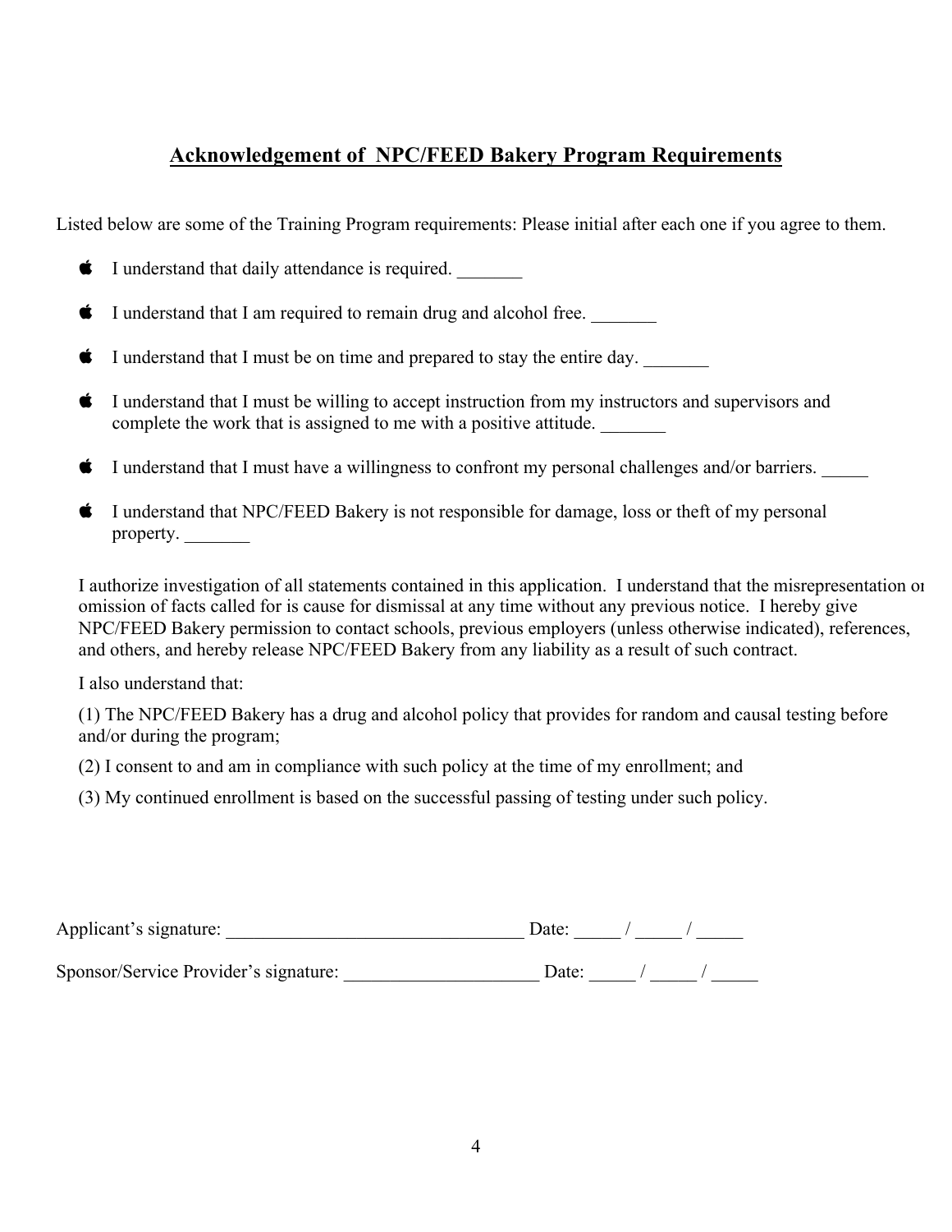## Acknowledgement of NPC/FEED Bakery Program Requirements

Listed below are some of the Training Program requirements: Please initial after each one if you agree to them.

- I understand that daily attendance is required. _______
- I understand that I am required to remain drug and alcohol free. _______
- I understand that I must be on time and prepared to stay the entire day. _______
- I understand that I must be willing to accept instruction from my instructors and supervisors and complete the work that is assigned to me with a positive attitude. _______
- I understand that I must have a willingness to confront my personal challenges and/or barriers. _____
- I understand that NPC/FEED Bakery is not responsible for damage, loss or theft of my personal property. _______

I authorize investigation of all statements contained in this application. I understand that the misrepresentation or omission of facts called for is cause for dismissal at any time without any previous notice. I hereby give NPC/FEED Bakery permission to contact schools, previous employers (unless otherwise indicated), references, and others, and hereby release NPC/FEED Bakery from any liability as a result of such contract.

I also understand that:

(1) The NPC/FEED Bakery has a drug and alcohol policy that provides for random and causal testing before and/or during the program;

(2) I consent to and am in compliance with such policy at the time of my enrollment; and

(3) My continued enrollment is based on the successful passing of testing under such policy.

Applicant's signature: ________________________________ Date: _____ / _____ / _____

Sponsor/Service Provider's signature: ____________________ Date: _____ / _____ / _____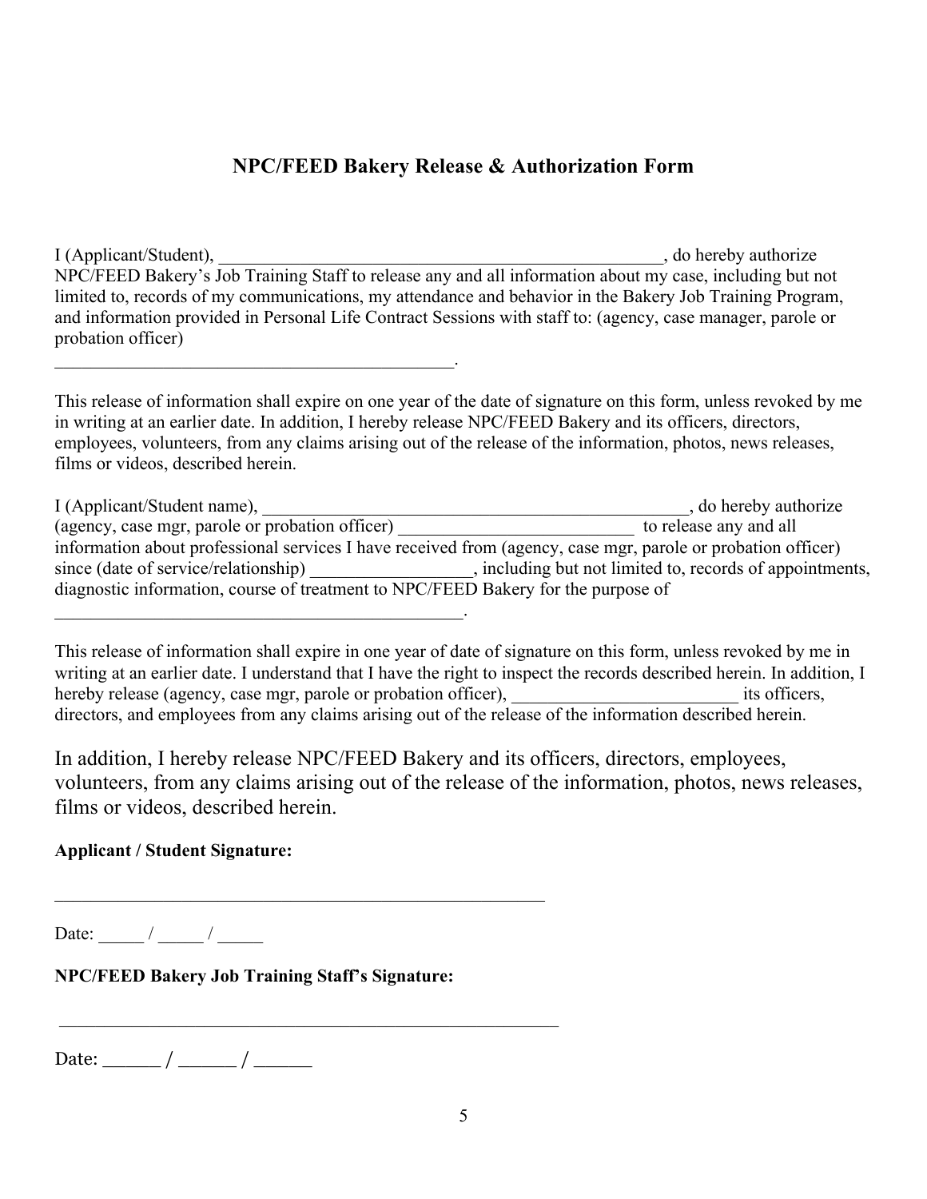## NPC/FEED Bakery Release & Authorization Form

I (Applicant/Student), ____________________________________________________, do hereby authorize NPC/FEED Bakery's Job Training Staff to release any and all information about my case, including but not limited to, records of my communications, my attendance and behavior in the Bakery Job Training Program, and information provided in Personal Life Contract Sessions with staff to: (agency, case manager, parole or probation officer)
______________________________________________.

This release of information shall expire on one year of the date of signature on this form, unless revoked by me in writing at an earlier date. In addition, I hereby release NPC/FEED Bakery and its officers, directors, employees, volunteers, from any claims arising out of the release of the information, photos, news releases, films or videos, described herein.

I (Applicant/Student name), _______________________________________________, do hereby authorize (agency, case mgr, parole or probation officer) ___________________________ to release any and all information about professional services I have received from (agency, case mgr, parole or probation officer) since (date of service/relationship) __________________, including but not limited to, records of appointments, diagnostic information, course of treatment to NPC/FEED Bakery for the purpose of
_______________________________________________.

This release of information shall expire in one year of date of signature on this form, unless revoked by me in writing at an earlier date. I understand that I have the right to inspect the records described herein. In addition, I hereby release (agency, case mgr, parole or probation officer), _________________________ its officers, directors, and employees from any claims arising out of the release of the information described herein.

In addition, I hereby release NPC/FEED Bakery and its officers, directors, employees, volunteers, from any claims arising out of the release of the information, photos, news releases, films or videos, described herein.

**Applicant / Student Signature:**

________________________________________________________

Date: _____ / _____ / _____

**NPC/FEED Bakery Job Training Staff's Signature:**

________________________________________________________

Date: ______ / ______ / ______